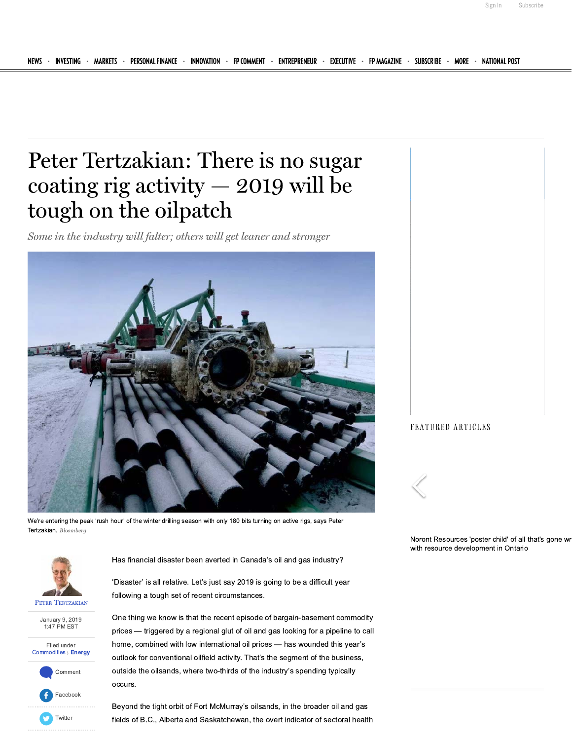# Peter Tertzakian: There is no sugar coating rig activity — 2019 will be tough on the oilpatch

*Some in the industry will falter; others will get leaner and stronger*

We're entering the peak 'rush hour' of the winter drilling season with only 180 bits turning on active rigs, says Peter Tertzakian. *Bloomberg*

Peter Tertzakian

January 9, 2019
1:47 PM EST

Filed under
Commodities › **Energy**

Has financial disaster been averted in Canada's oil and gas industry?

'Disaster' is all relative. Let's just say 2019 is going to be a difficult year following a tough set of recent circumstances.

One thing we know is that the recent episode of bargain-basement commodity prices — triggered by a regional glut of oil and gas looking for a pipeline to call home, combined with low international oil prices — has wounded this year's outlook for conventional oilfield activity. That's the segment of the business, outside the oilsands, where two-thirds of the industry's spending typically occurs.

Beyond the tight orbit of Fort McMurray's oilsands, in the broader oil and gas fields of B.C., Alberta and Saskatchewan, the overt indicator of sectoral health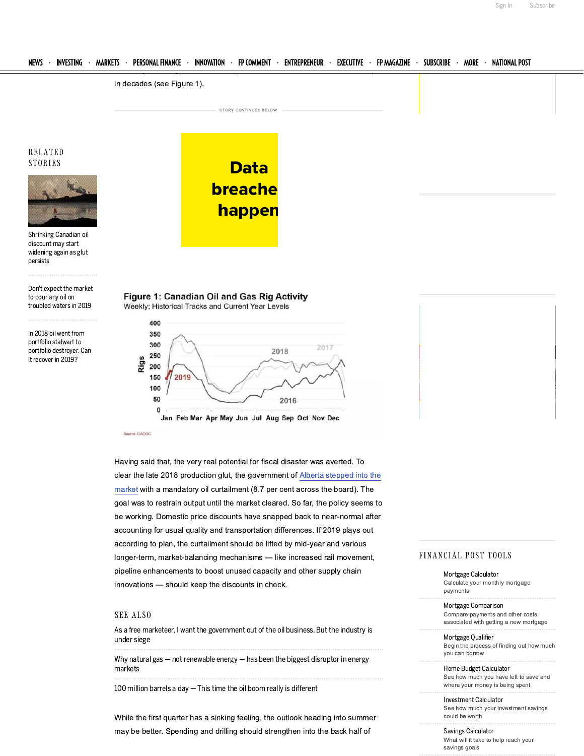in decades (see Figure 1).

**Figure 1: Canadian Oil and Gas Rig Activity**
Weekly; Historical Tracks and Current Year Levels

Source: CAODC

Having said that, the very real potential for fiscal disaster was averted. To clear the late 2018 production glut, the government of Alberta stepped into the market with a mandatory oil curtailment (8.7 per cent across the board). The goal was to restrain output until the market cleared. So far, the policy seems to be working. Domestic price discounts have snapped back to near-normal after accounting for usual quality and transportation differences. If 2019 plays out according to plan, the curtailment should be lifted by mid-year and various longer-term, market-balancing mechanisms — like increased rail movement, pipeline enhancements to boost unused capacity and other supply chain innovations — should keep the discounts in check.

While the first quarter has a sinking feeling, the outlook heading into summer may be better. Spending and drilling should strengthen into the back half of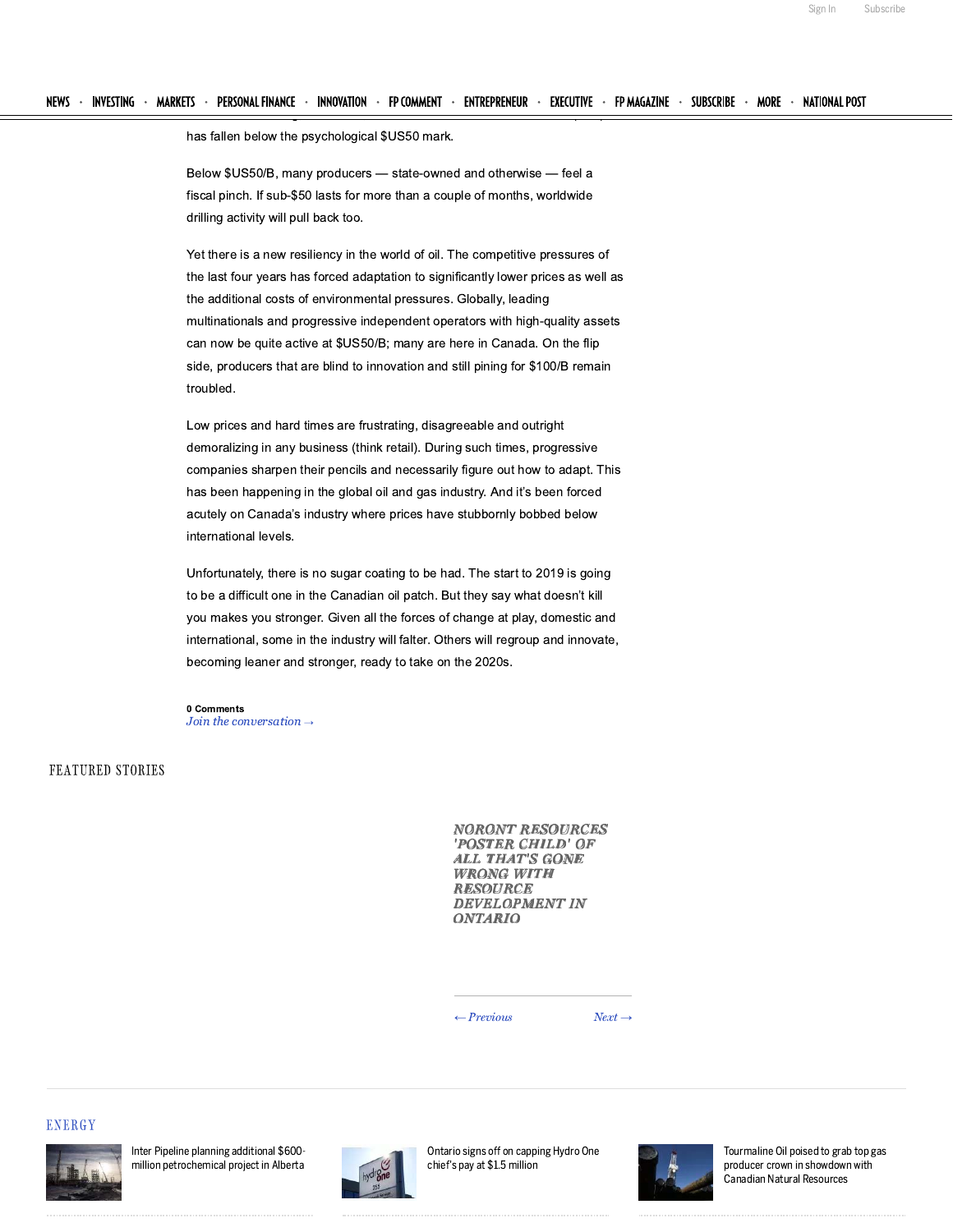has fallen below the psychological $US50 mark.

Below $US50/B, many producers — state-owned and otherwise — feel a fiscal pinch. If sub-$50 lasts for more than a couple of months, worldwide drilling activity will pull back too.

Yet there is a new resiliency in the world of oil. The competitive pressures of the last four years has forced adaptation to significantly lower prices as well as the additional costs of environmental pressures. Globally, leading multinationals and progressive independent operators with high-quality assets can now be quite active at $US50/B; many are here in Canada. On the flip side, producers that are blind to innovation and still pining for $100/B remain troubled.

Low prices and hard times are frustrating, disagreeable and outright demoralizing in any business (think retail). During such times, progressive companies sharpen their pencils and necessarily figure out how to adapt. This has been happening in the global oil and gas industry. And it's been forced acutely on Canada's industry where prices have stubbornly bobbed below international levels.

Unfortunately, there is no sugar coating to be had. The start to 2019 is going to be a difficult one in the Canadian oil patch. But they say what doesn't kill you makes you stronger. Given all the forces of change at play, domestic and international, some in the industry will falter. Others will regroup and innovate, becoming leaner and stronger, ready to take on the 2020s.

**0 Comments**
*Join the conversation →*

## FEATURED STORIES

***NORONT RESOURCES 'POSTER CHILD' OF ALL THAT'S GONE WRONG WITH RESOURCE DEVELOPMENT IN ONTARIO***

*← Previous* *Next →*

## ENERGY

Inter Pipeline planning additional $600-million petrochemical project in Alberta

Ontario signs off on capping Hydro One chief's pay at $1.5 million

Tourmaline Oil poised to grab top gas producer crown in showdown with Canadian Natural Resources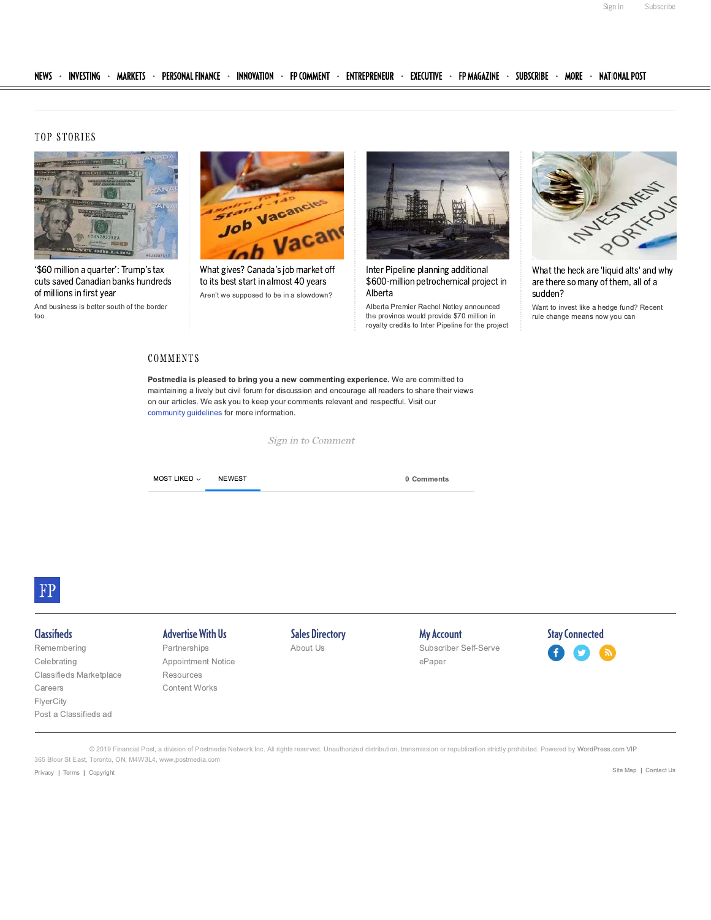Sign In Subscribe

NEWS · INVESTING · MARKETS · PERSONAL FINANCE · INNOVATION · FP COMMENT · ENTREPRENEUR · EXECUTIVE · FP MAGAZINE · SUBSCRIBE · MORE · NATIONAL POST

## TOP STORIES

‘$60 million a quarter’: Trump’s tax cuts saved Canadian banks hundreds of millions in first year

And business is better south of the border too

What gives? Canada’s job market off to its best start in almost 40 years

Aren't we supposed to be in a slowdown?

Inter Pipeline planning additional $600-million petrochemical project in Alberta

Alberta Premier Rachel Notley announced the province would provide $70 million in royalty credits to Inter Pipeline for the project

What the heck are 'liquid alts' and why are there so many of them, all of a sudden?

Want to invest like a hedge fund? Recent rule change means now you can

## COMMENTS

**Postmedia is pleased to bring you a new commenting experience.** We are committed to maintaining a lively but civil forum for discussion and encourage all readers to share their views on our articles. We ask you to keep your comments relevant and respectful. Visit our community guidelines for more information.

*Sign in to Comment*

MOST LIKED NEWEST 0 Comments

FP

**Classifieds**
- Remembering
- Celebrating
- Classifieds Marketplace
- Careers
- FlyerCity
- Post a Classifieds ad

**Advertise With Us**
- Partnerships
- Appointment Notice
- Resources
- Content Works

**Sales Directory**
- About Us

**My Account**
- Subscriber Self-Serve
- ePaper

**Stay Connected**

© 2019 Financial Post, a division of Postmedia Network Inc. All rights reserved. Unauthorized distribution, transmission or republication strictly prohibited. Powered by WordPress.com VIP

365 Bloor St East, Toronto, ON, M4W3L4, www.postmedia.com

Privacy | Terms | Copyright

Site Map | Contact Us